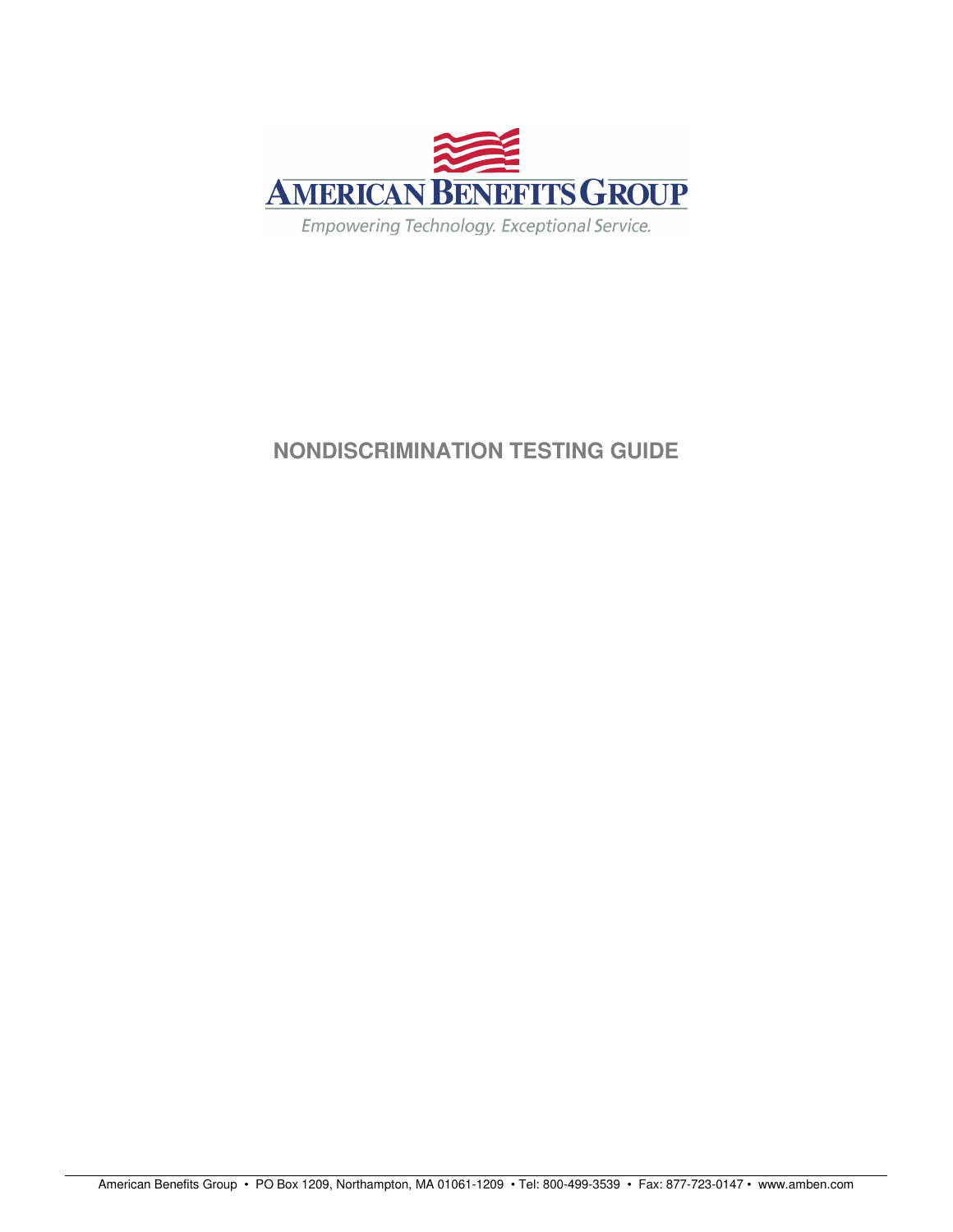AMERICAN BENEFITS GROUP

Empowering Technology. Exceptional Service.

# NONDISCRIMINATION TESTING GUIDE

American Benefits Group • PO Box 1209, Northampton, MA 01061-1209 • Tel: 800-499-3539 • Fax: 877-723-0147 • www.amben.com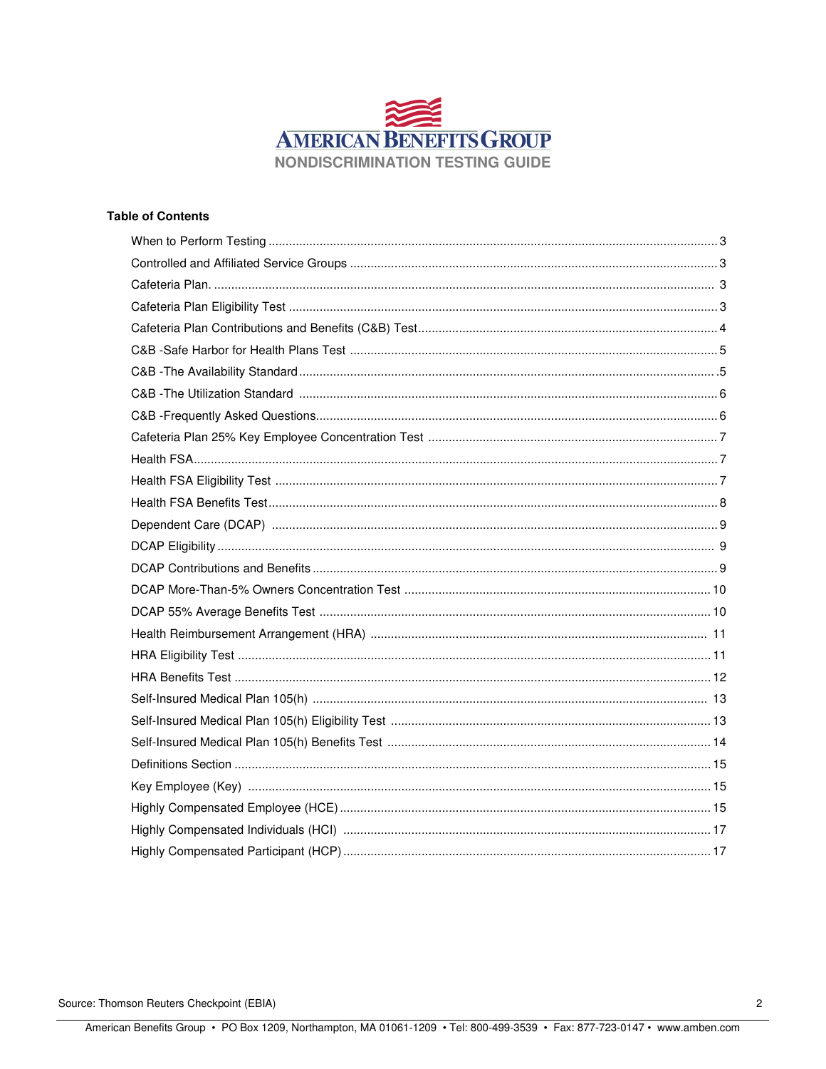# AMERICAN BENEFITS GROUP

## NONDISCRIMINATION TESTING GUIDE

**Table of Contents**

| | |
|---|---|
| When to Perform Testing | 3 |
| Controlled and Affiliated Service Groups | 3 |
| Cafeteria Plan. | 3 |
| Cafeteria Plan Eligibility Test | 3 |
| Cafeteria Plan Contributions and Benefits (C&B) Test | 4 |
| C&B -Safe Harbor for Health Plans Test | 5 |
| C&B -The Availability Standard | 5 |
| C&B -The Utilization Standard | 6 |
| C&B -Frequently Asked Questions | 6 |
| Cafeteria Plan 25% Key Employee Concentration Test | 7 |
| Health FSA | 7 |
| Health FSA Eligibility Test | 7 |
| Health FSA Benefits Test | 8 |
| Dependent Care (DCAP) | 9 |
| DCAP Eligibility | 9 |
| DCAP Contributions and Benefits | 9 |
| DCAP More-Than-5% Owners Concentration Test | 10 |
| DCAP 55% Average Benefits Test | 10 |
| Health Reimbursement Arrangement (HRA) | 11 |
| HRA Eligibility Test | 11 |
| HRA Benefits Test | 12 |
| Self-Insured Medical Plan 105(h) | 13 |
| Self-Insured Medical Plan 105(h) Eligibility Test | 13 |
| Self-Insured Medical Plan 105(h) Benefits Test | 14 |
| Definitions Section | 15 |
| Key Employee (Key) | 15 |
| Highly Compensated Employee (HCE) | 15 |
| Highly Compensated Individuals (HCI) | 17 |
| Highly Compensated Participant (HCP) | 17 |

Source: Thomson Reuters Checkpoint (EBIA)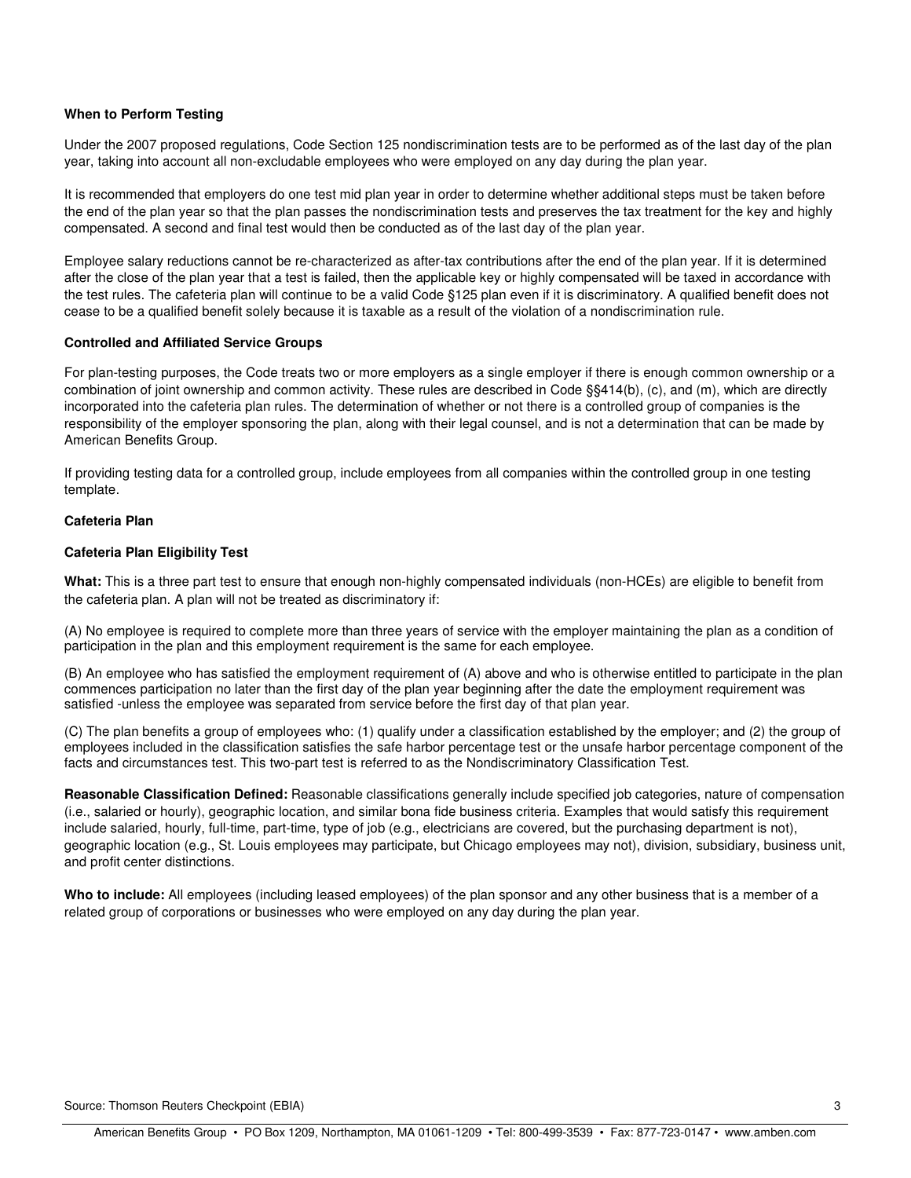**When to Perform Testing**

Under the 2007 proposed regulations, Code Section 125 nondiscrimination tests are to be performed as of the last day of the plan year, taking into account all non-excludable employees who were employed on any day during the plan year.

It is recommended that employers do one test mid plan year in order to determine whether additional steps must be taken before the end of the plan year so that the plan passes the nondiscrimination tests and preserves the tax treatment for the key and highly compensated. A second and final test would then be conducted as of the last day of the plan year.

Employee salary reductions cannot be re-characterized as after-tax contributions after the end of the plan year. If it is determined after the close of the plan year that a test is failed, then the applicable key or highly compensated will be taxed in accordance with the test rules. The cafeteria plan will continue to be a valid Code §125 plan even if it is discriminatory. A qualified benefit does not cease to be a qualified benefit solely because it is taxable as a result of the violation of a nondiscrimination rule.

**Controlled and Affiliated Service Groups**

For plan-testing purposes, the Code treats two or more employers as a single employer if there is enough common ownership or a combination of joint ownership and common activity. These rules are described in Code §§414(b), (c), and (m), which are directly incorporated into the cafeteria plan rules. The determination of whether or not there is a controlled group of companies is the responsibility of the employer sponsoring the plan, along with their legal counsel, and is not a determination that can be made by American Benefits Group.

If providing testing data for a controlled group, include employees from all companies within the controlled group in one testing template.

**Cafeteria Plan**

**Cafeteria Plan Eligibility Test**

**What:** This is a three part test to ensure that enough non-highly compensated individuals (non-HCEs) are eligible to benefit from the cafeteria plan. A plan will not be treated as discriminatory if:

(A) No employee is required to complete more than three years of service with the employer maintaining the plan as a condition of participation in the plan and this employment requirement is the same for each employee.

(B) An employee who has satisfied the employment requirement of (A) above and who is otherwise entitled to participate in the plan commences participation no later than the first day of the plan year beginning after the date the employment requirement was satisfied -unless the employee was separated from service before the first day of that plan year.

(C) The plan benefits a group of employees who: (1) qualify under a classification established by the employer; and (2) the group of employees included in the classification satisfies the safe harbor percentage test or the unsafe harbor percentage component of the facts and circumstances test. This two-part test is referred to as the Nondiscriminatory Classification Test.

**Reasonable Classification Defined:** Reasonable classifications generally include specified job categories, nature of compensation (i.e., salaried or hourly), geographic location, and similar bona fide business criteria. Examples that would satisfy this requirement include salaried, hourly, full-time, part-time, type of job (e.g., electricians are covered, but the purchasing department is not), geographic location (e.g., St. Louis employees may participate, but Chicago employees may not), division, subsidiary, business unit, and profit center distinctions.

**Who to include:** All employees (including leased employees) of the plan sponsor and any other business that is a member of a related group of corporations or businesses who were employed on any day during the plan year.

Source: Thomson Reuters Checkpoint (EBIA)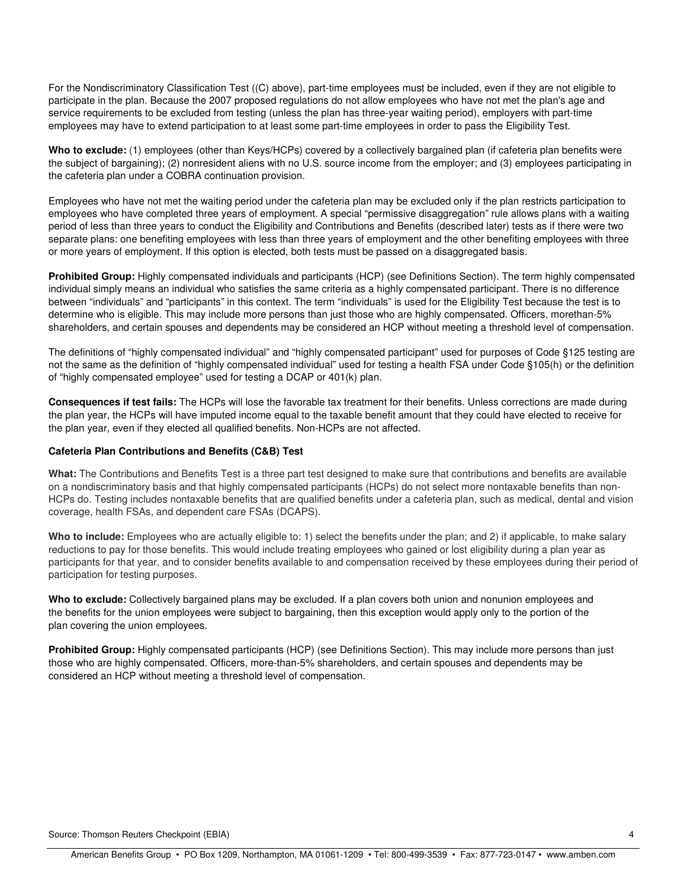For the Nondiscriminatory Classification Test ((C) above), part-time employees must be included, even if they are not eligible to participate in the plan. Because the 2007 proposed regulations do not allow employees who have not met the plan's age and service requirements to be excluded from testing (unless the plan has three-year waiting period), employers with part-time employees may have to extend participation to at least some part-time employees in order to pass the Eligibility Test.

**Who to exclude:** (1) employees (other than Keys/HCPs) covered by a collectively bargained plan (if cafeteria plan benefits were the subject of bargaining); (2) nonresident aliens with no U.S. source income from the employer; and (3) employees participating in the cafeteria plan under a COBRA continuation provision.

Employees who have not met the waiting period under the cafeteria plan may be excluded only if the plan restricts participation to employees who have completed three years of employment. A special "permissive disaggregation" rule allows plans with a waiting period of less than three years to conduct the Eligibility and Contributions and Benefits (described later) tests as if there were two separate plans: one benefiting employees with less than three years of employment and the other benefiting employees with three or more years of employment. If this option is elected, both tests must be passed on a disaggregated basis.

**Prohibited Group:** Highly compensated individuals and participants (HCP) (see Definitions Section). The term highly compensated individual simply means an individual who satisfies the same criteria as a highly compensated participant. There is no difference between "individuals" and "participants" in this context. The term "individuals" is used for the Eligibility Test because the test is to determine who is eligible. This may include more persons than just those who are highly compensated. Officers, morethan-5% shareholders, and certain spouses and dependents may be considered an HCP without meeting a threshold level of compensation.

The definitions of "highly compensated individual" and "highly compensated participant" used for purposes of Code §125 testing are not the same as the definition of "highly compensated individual" used for testing a health FSA under Code §105(h) or the definition of "highly compensated employee" used for testing a DCAP or 401(k) plan.

**Consequences if test fails:** The HCPs will lose the favorable tax treatment for their benefits. Unless corrections are made during the plan year, the HCPs will have imputed income equal to the taxable benefit amount that they could have elected to receive for the plan year, even if they elected all qualified benefits. Non-HCPs are not affected.

**Cafeteria Plan Contributions and Benefits (C&B) Test**

**What:** The Contributions and Benefits Test is a three part test designed to make sure that contributions and benefits are available on a nondiscriminatory basis and that highly compensated participants (HCPs) do not select more nontaxable benefits than non-HCPs do. Testing includes nontaxable benefits that are qualified benefits under a cafeteria plan, such as medical, dental and vision coverage, health FSAs, and dependent care FSAs (DCAPS).

**Who to include:** Employees who are actually eligible to: 1) select the benefits under the plan; and 2) if applicable, to make salary reductions to pay for those benefits. This would include treating employees who gained or lost eligibility during a plan year as participants for that year, and to consider benefits available to and compensation received by these employees during their period of participation for testing purposes.

**Who to exclude:** Collectively bargained plans may be excluded. If a plan covers both union and nonunion employees and the benefits for the union employees were subject to bargaining, then this exception would apply only to the portion of the plan covering the union employees.

**Prohibited Group:** Highly compensated participants (HCP) (see Definitions Section). This may include more persons than just those who are highly compensated. Officers, more-than-5% shareholders, and certain spouses and dependents may be considered an HCP without meeting a threshold level of compensation.

Source: Thomson Reuters Checkpoint (EBIA)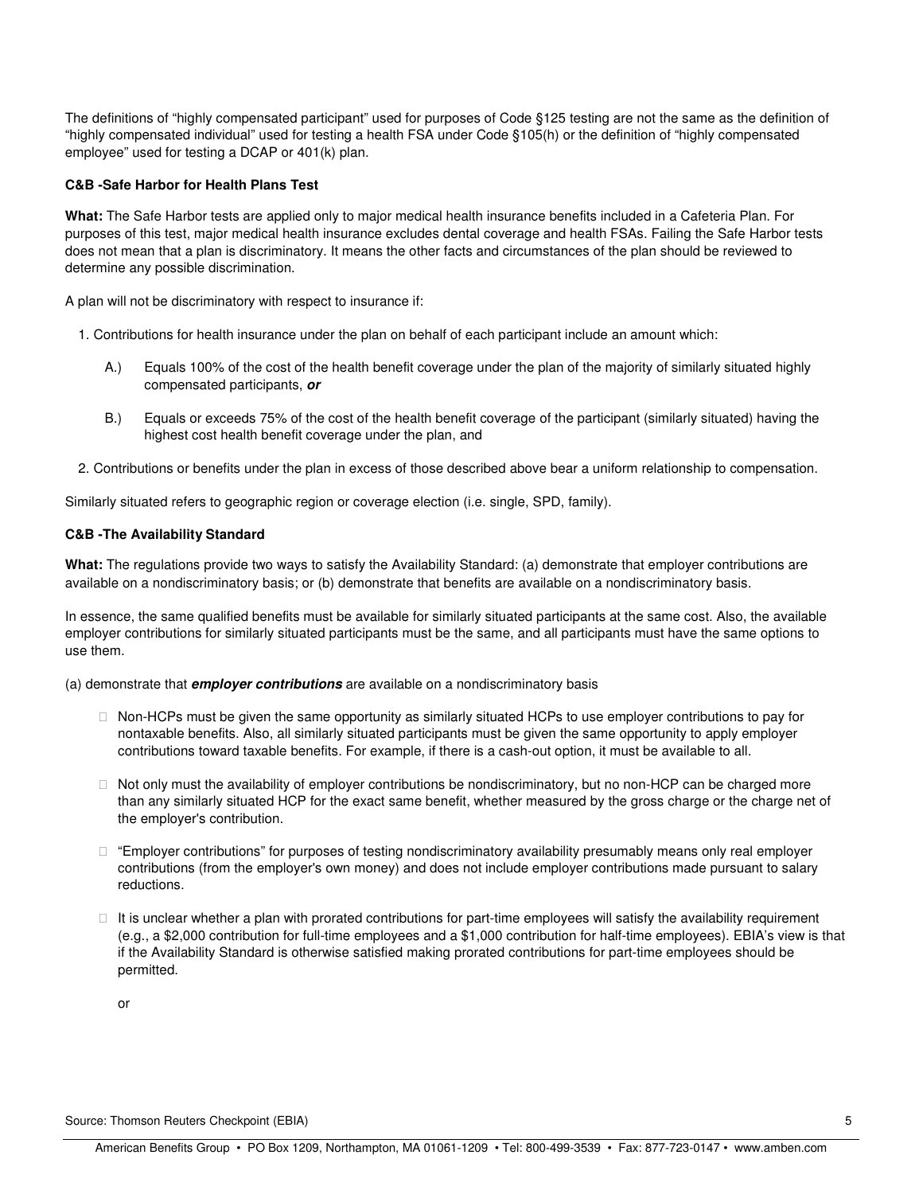The definitions of "highly compensated participant" used for purposes of Code §125 testing are not the same as the definition of "highly compensated individual" used for testing a health FSA under Code §105(h) or the definition of "highly compensated employee" used for testing a DCAP or 401(k) plan.

**C&B -Safe Harbor for Health Plans Test**

**What:** The Safe Harbor tests are applied only to major medical health insurance benefits included in a Cafeteria Plan. For purposes of this test, major medical health insurance excludes dental coverage and health FSAs. Failing the Safe Harbor tests does not mean that a plan is discriminatory. It means the other facts and circumstances of the plan should be reviewed to determine any possible discrimination.

A plan will not be discriminatory with respect to insurance if:

1. Contributions for health insurance under the plan on behalf of each participant include an amount which:

   A.) Equals 100% of the cost of the health benefit coverage under the plan of the majority of similarly situated highly compensated participants, ***or***

   B.) Equals or exceeds 75% of the cost of the health benefit coverage of the participant (similarly situated) having the highest cost health benefit coverage under the plan, and

2. Contributions or benefits under the plan in excess of those described above bear a uniform relationship to compensation.

Similarly situated refers to geographic region or coverage election (i.e. single, SPD, family).

**C&B -The Availability Standard**

**What:** The regulations provide two ways to satisfy the Availability Standard: (a) demonstrate that employer contributions are available on a nondiscriminatory basis; or (b) demonstrate that benefits are available on a nondiscriminatory basis.

In essence, the same qualified benefits must be available for similarly situated participants at the same cost. Also, the available employer contributions for similarly situated participants must be the same, and all participants must have the same options to use them.

(a) demonstrate that ***employer contributions*** are available on a nondiscriminatory basis

- Non-HCPs must be given the same opportunity as similarly situated HCPs to use employer contributions to pay for nontaxable benefits. Also, all similarly situated participants must be given the same opportunity to apply employer contributions toward taxable benefits. For example, if there is a cash-out option, it must be available to all.
- Not only must the availability of employer contributions be nondiscriminatory, but no non-HCP can be charged more than any similarly situated HCP for the exact same benefit, whether measured by the gross charge or the charge net of the employer's contribution.
- "Employer contributions" for purposes of testing nondiscriminatory availability presumably means only real employer contributions (from the employer's own money) and does not include employer contributions made pursuant to salary reductions.
- It is unclear whether a plan with prorated contributions for part-time employees will satisfy the availability requirement (e.g., a $2,000 contribution for full-time employees and a $1,000 contribution for half-time employees). EBIA's view is that if the Availability Standard is otherwise satisfied making prorated contributions for part-time employees should be permitted.

  or

Source: Thomson Reuters Checkpoint (EBIA)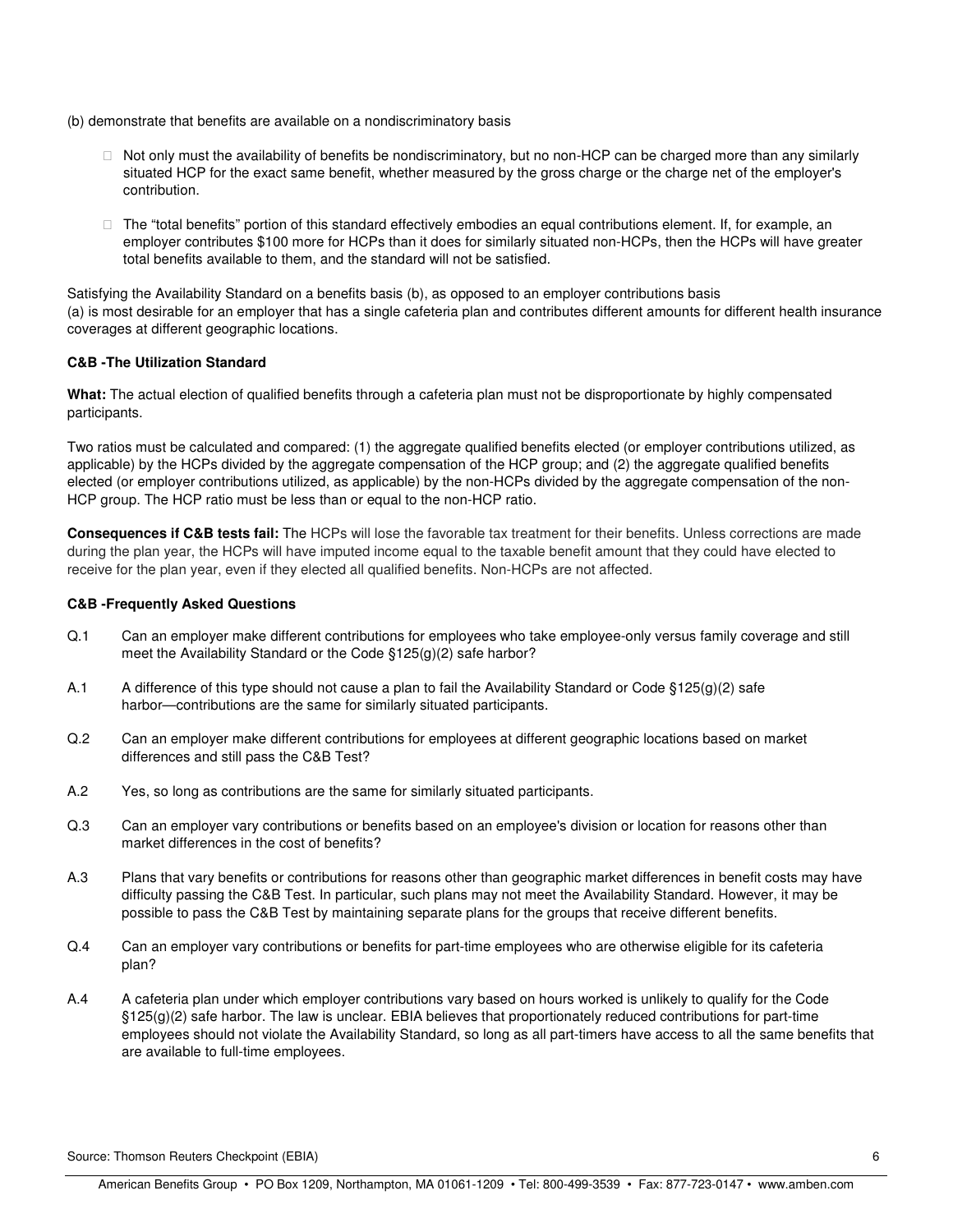(b) demonstrate that benefits are available on a nondiscriminatory basis

- Not only must the availability of benefits be nondiscriminatory, but no non-HCP can be charged more than any similarly situated HCP for the exact same benefit, whether measured by the gross charge or the charge net of the employer's contribution.
- The "total benefits" portion of this standard effectively embodies an equal contributions element. If, for example, an employer contributes $100 more for HCPs than it does for similarly situated non-HCPs, then the HCPs will have greater total benefits available to them, and the standard will not be satisfied.

Satisfying the Availability Standard on a benefits basis (b), as opposed to an employer contributions basis (a) is most desirable for an employer that has a single cafeteria plan and contributes different amounts for different health insurance coverages at different geographic locations.

**C&B -The Utilization Standard**

**What:** The actual election of qualified benefits through a cafeteria plan must not be disproportionate by highly compensated participants.

Two ratios must be calculated and compared: (1) the aggregate qualified benefits elected (or employer contributions utilized, as applicable) by the HCPs divided by the aggregate compensation of the HCP group; and (2) the aggregate qualified benefits elected (or employer contributions utilized, as applicable) by the non-HCPs divided by the aggregate compensation of the non-HCP group. The HCP ratio must be less than or equal to the non-HCP ratio.

**Consequences if C&B tests fail:** The HCPs will lose the favorable tax treatment for their benefits. Unless corrections are made during the plan year, the HCPs will have imputed income equal to the taxable benefit amount that they could have elected to receive for the plan year, even if they elected all qualified benefits. Non-HCPs are not affected.

**C&B -Frequently Asked Questions**

Q.1 Can an employer make different contributions for employees who take employee-only versus family coverage and still meet the Availability Standard or the Code §125(g)(2) safe harbor?

A.1 A difference of this type should not cause a plan to fail the Availability Standard or Code §125(g)(2) safe harbor—contributions are the same for similarly situated participants.

Q.2 Can an employer make different contributions for employees at different geographic locations based on market differences and still pass the C&B Test?

A.2 Yes, so long as contributions are the same for similarly situated participants.

Q.3 Can an employer vary contributions or benefits based on an employee's division or location for reasons other than market differences in the cost of benefits?

A.3 Plans that vary benefits or contributions for reasons other than geographic market differences in benefit costs may have difficulty passing the C&B Test. In particular, such plans may not meet the Availability Standard. However, it may be possible to pass the C&B Test by maintaining separate plans for the groups that receive different benefits.

Q.4 Can an employer vary contributions or benefits for part-time employees who are otherwise eligible for its cafeteria plan?

A.4 A cafeteria plan under which employer contributions vary based on hours worked is unlikely to qualify for the Code §125(g)(2) safe harbor. The law is unclear. EBIA believes that proportionately reduced contributions for part-time employees should not violate the Availability Standard, so long as all part-timers have access to all the same benefits that are available to full-time employees.

Source: Thomson Reuters Checkpoint (EBIA)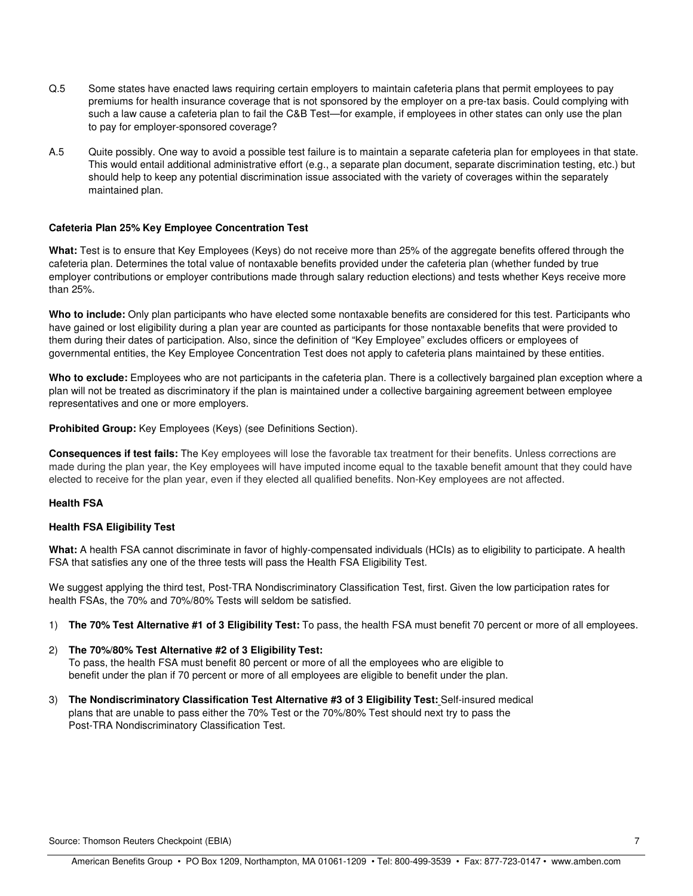Q.5 Some states have enacted laws requiring certain employers to maintain cafeteria plans that permit employees to pay premiums for health insurance coverage that is not sponsored by the employer on a pre-tax basis. Could complying with such a law cause a cafeteria plan to fail the C&B Test—for example, if employees in other states can only use the plan to pay for employer-sponsored coverage?

A.5 Quite possibly. One way to avoid a possible test failure is to maintain a separate cafeteria plan for employees in that state. This would entail additional administrative effort (e.g., a separate plan document, separate discrimination testing, etc.) but should help to keep any potential discrimination issue associated with the variety of coverages within the separately maintained plan.

**Cafeteria Plan 25% Key Employee Concentration Test**

**What:** Test is to ensure that Key Employees (Keys) do not receive more than 25% of the aggregate benefits offered through the cafeteria plan. Determines the total value of nontaxable benefits provided under the cafeteria plan (whether funded by true employer contributions or employer contributions made through salary reduction elections) and tests whether Keys receive more than 25%.

**Who to include:** Only plan participants who have elected some nontaxable benefits are considered for this test. Participants who have gained or lost eligibility during a plan year are counted as participants for those nontaxable benefits that were provided to them during their dates of participation. Also, since the definition of "Key Employee" excludes officers or employees of governmental entities, the Key Employee Concentration Test does not apply to cafeteria plans maintained by these entities.

**Who to exclude:** Employees who are not participants in the cafeteria plan. There is a collectively bargained plan exception where a plan will not be treated as discriminatory if the plan is maintained under a collective bargaining agreement between employee representatives and one or more employers.

**Prohibited Group:** Key Employees (Keys) (see Definitions Section).

**Consequences if test fails:** The Key employees will lose the favorable tax treatment for their benefits. Unless corrections are made during the plan year, the Key employees will have imputed income equal to the taxable benefit amount that they could have elected to receive for the plan year, even if they elected all qualified benefits. Non-Key employees are not affected.

**Health FSA**

**Health FSA Eligibility Test**

**What:** A health FSA cannot discriminate in favor of highly-compensated individuals (HCIs) as to eligibility to participate. A health FSA that satisfies any one of the three tests will pass the Health FSA Eligibility Test.

We suggest applying the third test, Post-TRA Nondiscriminatory Classification Test, first. Given the low participation rates for health FSAs, the 70% and 70%/80% Tests will seldom be satisfied.

1) **The 70% Test Alternative #1 of 3 Eligibility Test:** To pass, the health FSA must benefit 70 percent or more of all employees.

2) **The 70%/80% Test Alternative #2 of 3 Eligibility Test:**
   To pass, the health FSA must benefit 80 percent or more of all the employees who are eligible to benefit under the plan if 70 percent or more of all employees are eligible to benefit under the plan.

3) **The Nondiscriminatory Classification Test Alternative #3 of 3 Eligibility Test:** Self-insured medical plans that are unable to pass either the 70% Test or the 70%/80% Test should next try to pass the Post-TRA Nondiscriminatory Classification Test.

Source: Thomson Reuters Checkpoint (EBIA)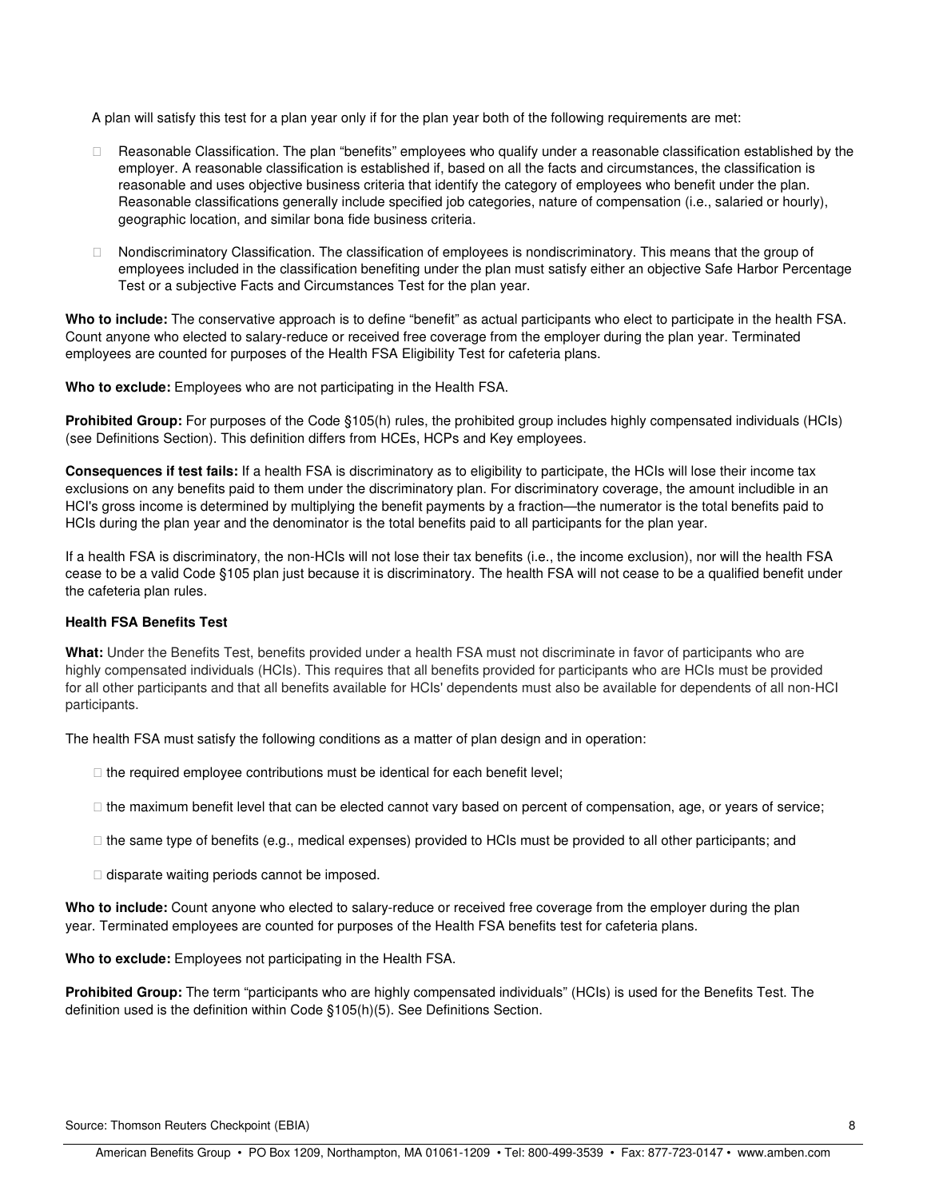A plan will satisfy this test for a plan year only if for the plan year both of the following requirements are met:

- Reasonable Classification. The plan "benefits" employees who qualify under a reasonable classification established by the employer. A reasonable classification is established if, based on all the facts and circumstances, the classification is reasonable and uses objective business criteria that identify the category of employees who benefit under the plan. Reasonable classifications generally include specified job categories, nature of compensation (i.e., salaried or hourly), geographic location, and similar bona fide business criteria.

- Nondiscriminatory Classification. The classification of employees is nondiscriminatory. This means that the group of employees included in the classification benefiting under the plan must satisfy either an objective Safe Harbor Percentage Test or a subjective Facts and Circumstances Test for the plan year.

**Who to include:** The conservative approach is to define "benefit" as actual participants who elect to participate in the health FSA. Count anyone who elected to salary-reduce or received free coverage from the employer during the plan year. Terminated employees are counted for purposes of the Health FSA Eligibility Test for cafeteria plans.

**Who to exclude:** Employees who are not participating in the Health FSA.

**Prohibited Group:** For purposes of the Code §105(h) rules, the prohibited group includes highly compensated individuals (HCIs) (see Definitions Section). This definition differs from HCEs, HCPs and Key employees.

**Consequences if test fails:** If a health FSA is discriminatory as to eligibility to participate, the HCIs will lose their income tax exclusions on any benefits paid to them under the discriminatory plan. For discriminatory coverage, the amount includible in an HCI's gross income is determined by multiplying the benefit payments by a fraction—the numerator is the total benefits paid to HCIs during the plan year and the denominator is the total benefits paid to all participants for the plan year.

If a health FSA is discriminatory, the non-HCIs will not lose their tax benefits (i.e., the income exclusion), nor will the health FSA cease to be a valid Code §105 plan just because it is discriminatory. The health FSA will not cease to be a qualified benefit under the cafeteria plan rules.

**Health FSA Benefits Test**

**What:** Under the Benefits Test, benefits provided under a health FSA must not discriminate in favor of participants who are highly compensated individuals (HCIs). This requires that all benefits provided for participants who are HCIs must be provided for all other participants and that all benefits available for HCIs' dependents must also be available for dependents of all non-HCI participants.

The health FSA must satisfy the following conditions as a matter of plan design and in operation:

- the required employee contributions must be identical for each benefit level;
- the maximum benefit level that can be elected cannot vary based on percent of compensation, age, or years of service;
- the same type of benefits (e.g., medical expenses) provided to HCIs must be provided to all other participants; and
- disparate waiting periods cannot be imposed.

**Who to include:** Count anyone who elected to salary-reduce or received free coverage from the employer during the plan year. Terminated employees are counted for purposes of the Health FSA benefits test for cafeteria plans.

**Who to exclude:** Employees not participating in the Health FSA.

**Prohibited Group:** The term "participants who are highly compensated individuals" (HCIs) is used for the Benefits Test. The definition used is the definition within Code §105(h)(5). See Definitions Section.

Source: Thomson Reuters Checkpoint (EBIA)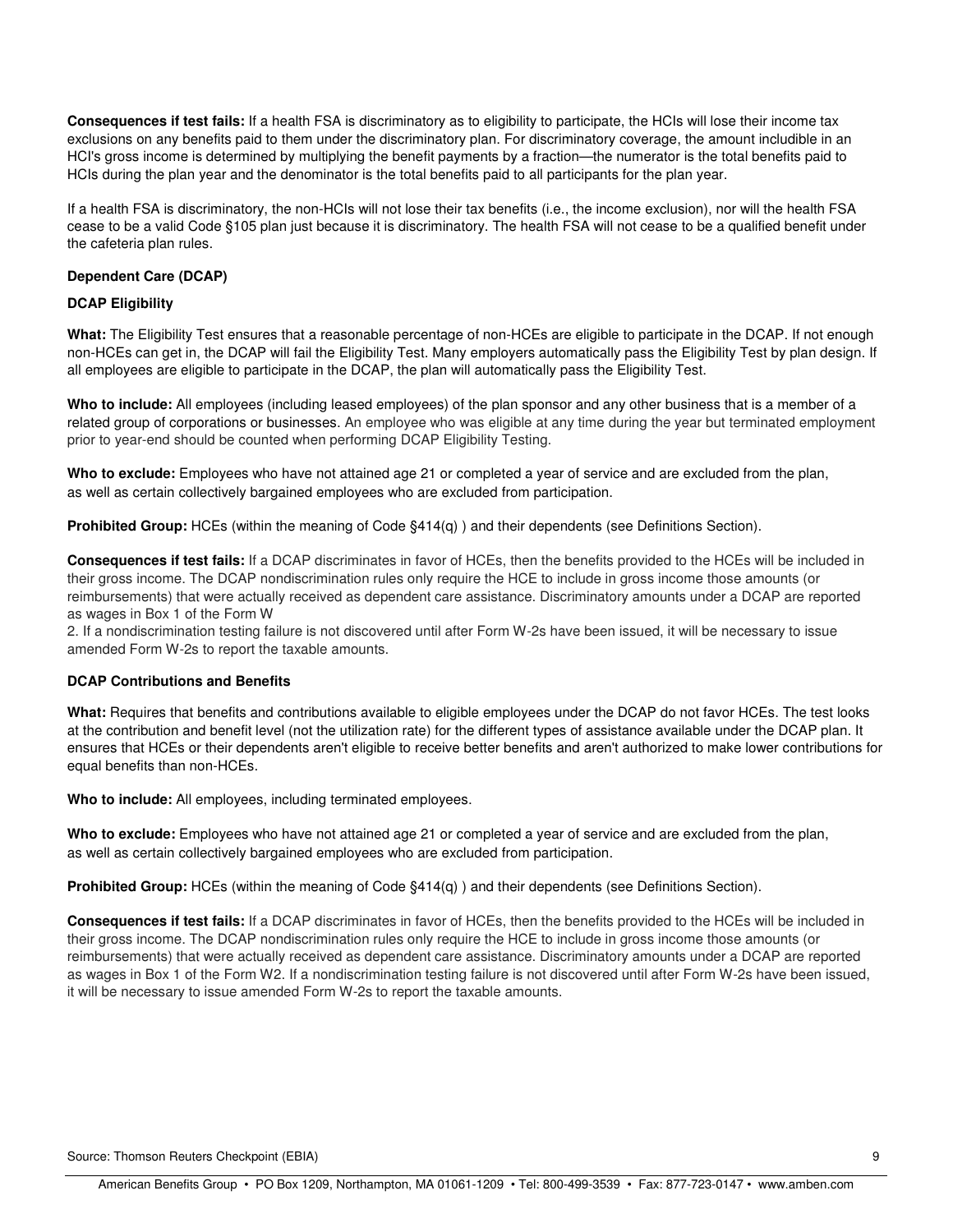**Consequences if test fails:** If a health FSA is discriminatory as to eligibility to participate, the HCIs will lose their income tax exclusions on any benefits paid to them under the discriminatory plan. For discriminatory coverage, the amount includible in an HCI's gross income is determined by multiplying the benefit payments by a fraction—the numerator is the total benefits paid to HCIs during the plan year and the denominator is the total benefits paid to all participants for the plan year.

If a health FSA is discriminatory, the non-HCIs will not lose their tax benefits (i.e., the income exclusion), nor will the health FSA cease to be a valid Code §105 plan just because it is discriminatory. The health FSA will not cease to be a qualified benefit under the cafeteria plan rules.

**Dependent Care (DCAP)**

**DCAP Eligibility**

**What:** The Eligibility Test ensures that a reasonable percentage of non-HCEs are eligible to participate in the DCAP. If not enough non-HCEs can get in, the DCAP will fail the Eligibility Test. Many employers automatically pass the Eligibility Test by plan design. If all employees are eligible to participate in the DCAP, the plan will automatically pass the Eligibility Test.

**Who to include:** All employees (including leased employees) of the plan sponsor and any other business that is a member of a related group of corporations or businesses. An employee who was eligible at any time during the year but terminated employment prior to year-end should be counted when performing DCAP Eligibility Testing.

**Who to exclude:** Employees who have not attained age 21 or completed a year of service and are excluded from the plan, as well as certain collectively bargained employees who are excluded from participation.

**Prohibited Group:** HCEs (within the meaning of Code §414(q) ) and their dependents (see Definitions Section).

**Consequences if test fails:** If a DCAP discriminates in favor of HCEs, then the benefits provided to the HCEs will be included in their gross income. The DCAP nondiscrimination rules only require the HCE to include in gross income those amounts (or reimbursements) that were actually received as dependent care assistance. Discriminatory amounts under a DCAP are reported as wages in Box 1 of the Form W
2. If a nondiscrimination testing failure is not discovered until after Form W-2s have been issued, it will be necessary to issue amended Form W-2s to report the taxable amounts.

**DCAP Contributions and Benefits**

**What:** Requires that benefits and contributions available to eligible employees under the DCAP do not favor HCEs. The test looks at the contribution and benefit level (not the utilization rate) for the different types of assistance available under the DCAP plan. It ensures that HCEs or their dependents aren't eligible to receive better benefits and aren't authorized to make lower contributions for equal benefits than non-HCEs.

**Who to include:** All employees, including terminated employees.

**Who to exclude:** Employees who have not attained age 21 or completed a year of service and are excluded from the plan, as well as certain collectively bargained employees who are excluded from participation.

**Prohibited Group:** HCEs (within the meaning of Code §414(q) ) and their dependents (see Definitions Section).

**Consequences if test fails:** If a DCAP discriminates in favor of HCEs, then the benefits provided to the HCEs will be included in their gross income. The DCAP nondiscrimination rules only require the HCE to include in gross income those amounts (or reimbursements) that were actually received as dependent care assistance. Discriminatory amounts under a DCAP are reported as wages in Box 1 of the Form W2. If a nondiscrimination testing failure is not discovered until after Form W-2s have been issued, it will be necessary to issue amended Form W-2s to report the taxable amounts.

Source: Thomson Reuters Checkpoint (EBIA)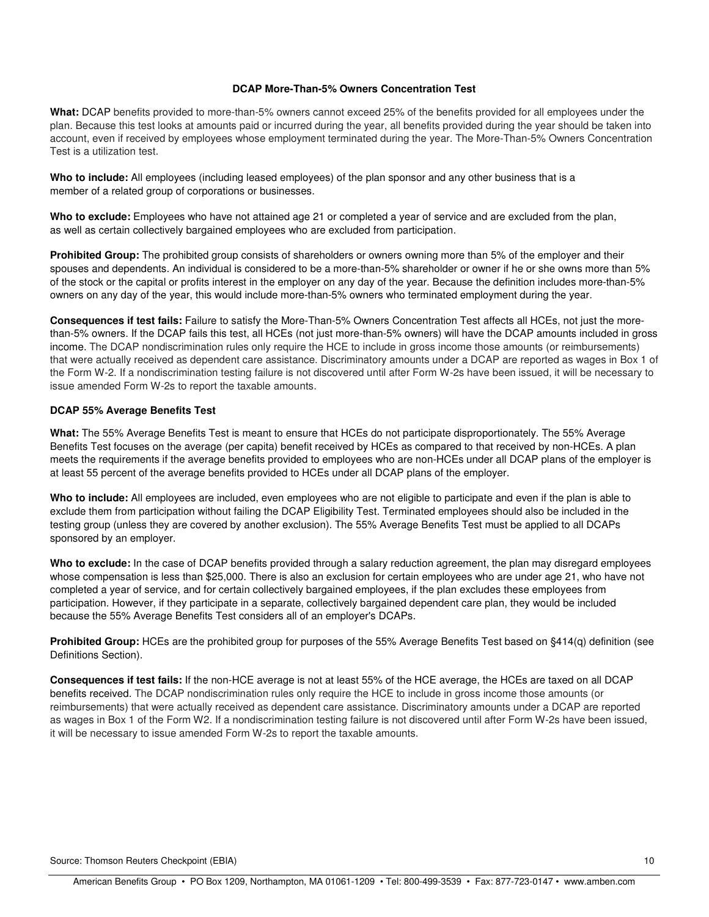### DCAP More-Than-5% Owners Concentration Test

**What:** DCAP benefits provided to more-than-5% owners cannot exceed 25% of the benefits provided for all employees under the plan. Because this test looks at amounts paid or incurred during the year, all benefits provided during the year should be taken into account, even if received by employees whose employment terminated during the year. The More-Than-5% Owners Concentration Test is a utilization test.

**Who to include:** All employees (including leased employees) of the plan sponsor and any other business that is a member of a related group of corporations or businesses.

**Who to exclude:** Employees who have not attained age 21 or completed a year of service and are excluded from the plan, as well as certain collectively bargained employees who are excluded from participation.

**Prohibited Group:** The prohibited group consists of shareholders or owners owning more than 5% of the employer and their spouses and dependents. An individual is considered to be a more-than-5% shareholder or owner if he or she owns more than 5% of the stock or the capital or profits interest in the employer on any day of the year. Because the definition includes more-than-5% owners on any day of the year, this would include more-than-5% owners who terminated employment during the year.

**Consequences if test fails:** Failure to satisfy the More-Than-5% Owners Concentration Test affects all HCEs, not just the more-than-5% owners. If the DCAP fails this test, all HCEs (not just more-than-5% owners) will have the DCAP amounts included in gross income. The DCAP nondiscrimination rules only require the HCE to include in gross income those amounts (or reimbursements) that were actually received as dependent care assistance. Discriminatory amounts under a DCAP are reported as wages in Box 1 of the Form W-2. If a nondiscrimination testing failure is not discovered until after Form W-2s have been issued, it will be necessary to issue amended Form W-2s to report the taxable amounts.

### DCAP 55% Average Benefits Test

**What:** The 55% Average Benefits Test is meant to ensure that HCEs do not participate disproportionately. The 55% Average Benefits Test focuses on the average (per capita) benefit received by HCEs as compared to that received by non-HCEs. A plan meets the requirements if the average benefits provided to employees who are non-HCEs under all DCAP plans of the employer is at least 55 percent of the average benefits provided to HCEs under all DCAP plans of the employer.

**Who to include:** All employees are included, even employees who are not eligible to participate and even if the plan is able to exclude them from participation without failing the DCAP Eligibility Test. Terminated employees should also be included in the testing group (unless they are covered by another exclusion). The 55% Average Benefits Test must be applied to all DCAPs sponsored by an employer.

**Who to exclude:** In the case of DCAP benefits provided through a salary reduction agreement, the plan may disregard employees whose compensation is less than $25,000. There is also an exclusion for certain employees who are under age 21, who have not completed a year of service, and for certain collectively bargained employees, if the plan excludes these employees from participation. However, if they participate in a separate, collectively bargained dependent care plan, they would be included because the 55% Average Benefits Test considers all of an employer's DCAPs.

**Prohibited Group:** HCEs are the prohibited group for purposes of the 55% Average Benefits Test based on §414(q) definition (see Definitions Section).

**Consequences if test fails:** If the non-HCE average is not at least 55% of the HCE average, the HCEs are taxed on all DCAP benefits received. The DCAP nondiscrimination rules only require the HCE to include in gross income those amounts (or reimbursements) that were actually received as dependent care assistance. Discriminatory amounts under a DCAP are reported as wages in Box 1 of the Form W2. If a nondiscrimination testing failure is not discovered until after Form W-2s have been issued, it will be necessary to issue amended Form W-2s to report the taxable amounts.

Source: Thomson Reuters Checkpoint (EBIA)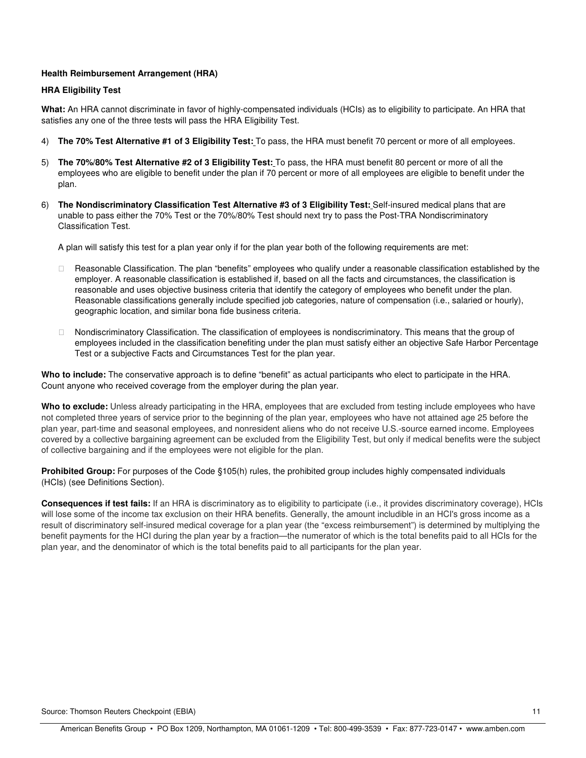**Health Reimbursement Arrangement (HRA)**

**HRA Eligibility Test**

**What:** An HRA cannot discriminate in favor of highly-compensated individuals (HCIs) as to eligibility to participate. An HRA that satisfies any one of the three tests will pass the HRA Eligibility Test.

4) **The 70% Test Alternative #1 of 3 Eligibility Test:** To pass, the HRA must benefit 70 percent or more of all employees.

5) **The 70%/80% Test Alternative #2 of 3 Eligibility Test:** To pass, the HRA must benefit 80 percent or more of all the employees who are eligible to benefit under the plan if 70 percent or more of all employees are eligible to benefit under the plan.

6) **The Nondiscriminatory Classification Test Alternative #3 of 3 Eligibility Test:** Self-insured medical plans that are unable to pass either the 70% Test or the 70%/80% Test should next try to pass the Post-TRA Nondiscriminatory Classification Test.

   A plan will satisfy this test for a plan year only if for the plan year both of the following requirements are met:

   - Reasonable Classification. The plan "benefits" employees who qualify under a reasonable classification established by the employer. A reasonable classification is established if, based on all the facts and circumstances, the classification is reasonable and uses objective business criteria that identify the category of employees who benefit under the plan. Reasonable classifications generally include specified job categories, nature of compensation (i.e., salaried or hourly), geographic location, and similar bona fide business criteria.

   - Nondiscriminatory Classification. The classification of employees is nondiscriminatory. This means that the group of employees included in the classification benefiting under the plan must satisfy either an objective Safe Harbor Percentage Test or a subjective Facts and Circumstances Test for the plan year.

**Who to include:** The conservative approach is to define "benefit" as actual participants who elect to participate in the HRA. Count anyone who received coverage from the employer during the plan year.

**Who to exclude:** Unless already participating in the HRA, employees that are excluded from testing include employees who have not completed three years of service prior to the beginning of the plan year, employees who have not attained age 25 before the plan year, part-time and seasonal employees, and nonresident aliens who do not receive U.S.-source earned income. Employees covered by a collective bargaining agreement can be excluded from the Eligibility Test, but only if medical benefits were the subject of collective bargaining and if the employees were not eligible for the plan.

**Prohibited Group:** For purposes of the Code §105(h) rules, the prohibited group includes highly compensated individuals (HCIs) (see Definitions Section).

**Consequences if test fails:** If an HRA is discriminatory as to eligibility to participate (i.e., it provides discriminatory coverage), HCIs will lose some of the income tax exclusion on their HRA benefits. Generally, the amount includible in an HCI's gross income as a result of discriminatory self-insured medical coverage for a plan year (the "excess reimbursement") is determined by multiplying the benefit payments for the HCI during the plan year by a fraction—the numerator of which is the total benefits paid to all HCIs for the plan year, and the denominator of which is the total benefits paid to all participants for the plan year.

Source: Thomson Reuters Checkpoint (EBIA)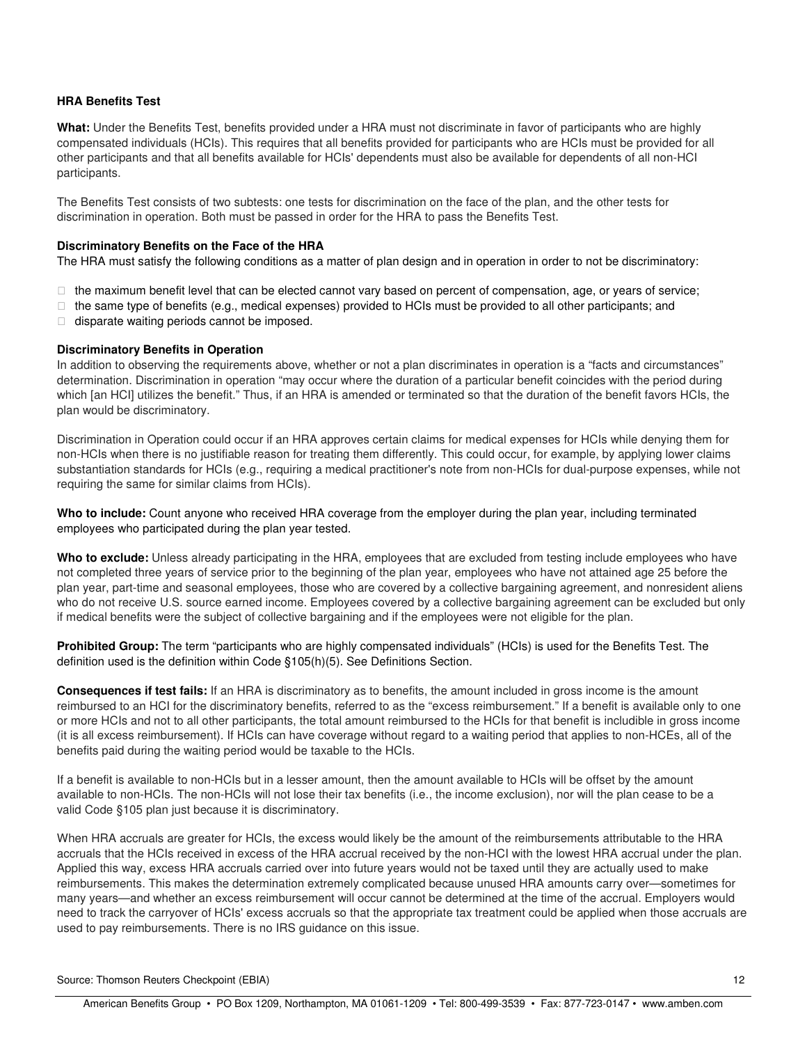### HRA Benefits Test

**What:** Under the Benefits Test, benefits provided under a HRA must not discriminate in favor of participants who are highly compensated individuals (HCIs). This requires that all benefits provided for participants who are HCIs must be provided for all other participants and that all benefits available for HCIs' dependents must also be available for dependents of all non-HCI participants.

The Benefits Test consists of two subtests: one tests for discrimination on the face of the plan, and the other tests for discrimination in operation. Both must be passed in order for the HRA to pass the Benefits Test.

**Discriminatory Benefits on the Face of the HRA**
The HRA must satisfy the following conditions as a matter of plan design and in operation in order to not be discriminatory:

- the maximum benefit level that can be elected cannot vary based on percent of compensation, age, or years of service;
- the same type of benefits (e.g., medical expenses) provided to HCIs must be provided to all other participants; and
- disparate waiting periods cannot be imposed.

**Discriminatory Benefits in Operation**
In addition to observing the requirements above, whether or not a plan discriminates in operation is a “facts and circumstances” determination. Discrimination in operation “may occur where the duration of a particular benefit coincides with the period during which [an HCI] utilizes the benefit.” Thus, if an HRA is amended or terminated so that the duration of the benefit favors HCIs, the plan would be discriminatory.

Discrimination in Operation could occur if an HRA approves certain claims for medical expenses for HCIs while denying them for non-HCIs when there is no justifiable reason for treating them differently. This could occur, for example, by applying lower claims substantiation standards for HCIs (e.g., requiring a medical practitioner's note from non-HCIs for dual-purpose expenses, while not requiring the same for similar claims from HCIs).

**Who to include:** Count anyone who received HRA coverage from the employer during the plan year, including terminated employees who participated during the plan year tested.

**Who to exclude:** Unless already participating in the HRA, employees that are excluded from testing include employees who have not completed three years of service prior to the beginning of the plan year, employees who have not attained age 25 before the plan year, part-time and seasonal employees, those who are covered by a collective bargaining agreement, and nonresident aliens who do not receive U.S. source earned income. Employees covered by a collective bargaining agreement can be excluded but only if medical benefits were the subject of collective bargaining and if the employees were not eligible for the plan.

**Prohibited Group:** The term “participants who are highly compensated individuals” (HCIs) is used for the Benefits Test. The definition used is the definition within Code §105(h)(5). See Definitions Section.

**Consequences if test fails:** If an HRA is discriminatory as to benefits, the amount included in gross income is the amount reimbursed to an HCI for the discriminatory benefits, referred to as the “excess reimbursement.” If a benefit is available only to one or more HCIs and not to all other participants, the total amount reimbursed to the HCIs for that benefit is includible in gross income (it is all excess reimbursement). If HCIs can have coverage without regard to a waiting period that applies to non-HCEs, all of the benefits paid during the waiting period would be taxable to the HCIs.

If a benefit is available to non-HCIs but in a lesser amount, then the amount available to HCIs will be offset by the amount available to non-HCIs. The non-HCIs will not lose their tax benefits (i.e., the income exclusion), nor will the plan cease to be a valid Code §105 plan just because it is discriminatory.

When HRA accruals are greater for HCIs, the excess would likely be the amount of the reimbursements attributable to the HRA accruals that the HCIs received in excess of the HRA accrual received by the non-HCI with the lowest HRA accrual under the plan. Applied this way, excess HRA accruals carried over into future years would not be taxed until they are actually used to make reimbursements. This makes the determination extremely complicated because unused HRA amounts carry over—sometimes for many years—and whether an excess reimbursement will occur cannot be determined at the time of the accrual. Employers would need to track the carryover of HCIs' excess accruals so that the appropriate tax treatment could be applied when those accruals are used to pay reimbursements. There is no IRS guidance on this issue.

Source: Thomson Reuters Checkpoint (EBIA)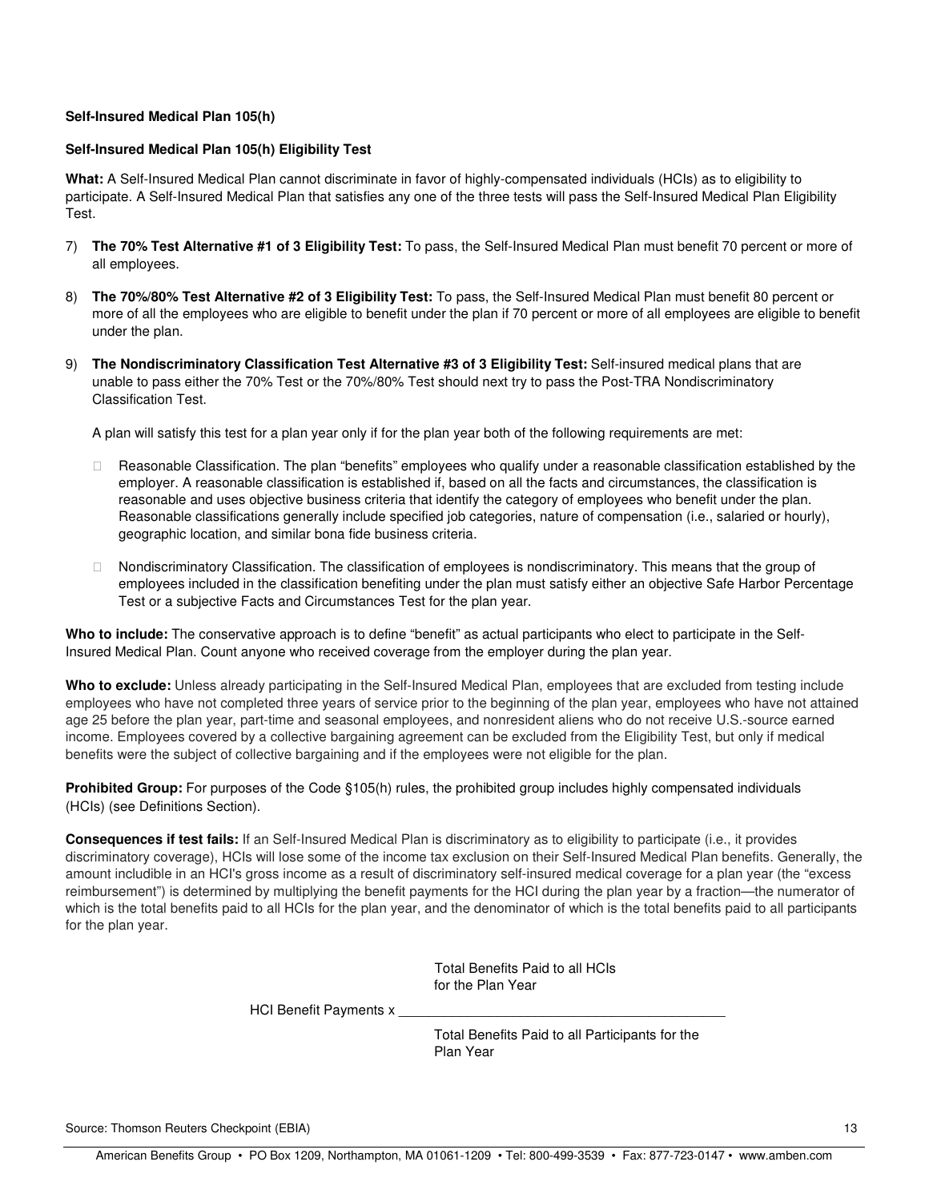**Self-Insured Medical Plan 105(h)**

**Self-Insured Medical Plan 105(h) Eligibility Test**

**What:** A Self-Insured Medical Plan cannot discriminate in favor of highly-compensated individuals (HCIs) as to eligibility to participate. A Self-Insured Medical Plan that satisfies any one of the three tests will pass the Self-Insured Medical Plan Eligibility Test.

7) **The 70% Test Alternative #1 of 3 Eligibility Test:** To pass, the Self-Insured Medical Plan must benefit 70 percent or more of all employees.

8) **The 70%/80% Test Alternative #2 of 3 Eligibility Test:** To pass, the Self-Insured Medical Plan must benefit 80 percent or more of all the employees who are eligible to benefit under the plan if 70 percent or more of all employees are eligible to benefit under the plan.

9) **The Nondiscriminatory Classification Test Alternative #3 of 3 Eligibility Test:** Self-insured medical plans that are unable to pass either the 70% Test or the 70%/80% Test should next try to pass the Post-TRA Nondiscriminatory Classification Test.

   A plan will satisfy this test for a plan year only if for the plan year both of the following requirements are met:

   - Reasonable Classification. The plan “benefits” employees who qualify under a reasonable classification established by the employer. A reasonable classification is established if, based on all the facts and circumstances, the classification is reasonable and uses objective business criteria that identify the category of employees who benefit under the plan. Reasonable classifications generally include specified job categories, nature of compensation (i.e., salaried or hourly), geographic location, and similar bona fide business criteria.

   - Nondiscriminatory Classification. The classification of employees is nondiscriminatory. This means that the group of employees included in the classification benefiting under the plan must satisfy either an objective Safe Harbor Percentage Test or a subjective Facts and Circumstances Test for the plan year.

**Who to include:** The conservative approach is to define “benefit” as actual participants who elect to participate in the Self-Insured Medical Plan. Count anyone who received coverage from the employer during the plan year.

**Who to exclude:** Unless already participating in the Self-Insured Medical Plan, employees that are excluded from testing include employees who have not completed three years of service prior to the beginning of the plan year, employees who have not attained age 25 before the plan year, part-time and seasonal employees, and nonresident aliens who do not receive U.S.-source earned income. Employees covered by a collective bargaining agreement can be excluded from the Eligibility Test, but only if medical benefits were the subject of collective bargaining and if the employees were not eligible for the plan.

**Prohibited Group:** For purposes of the Code §105(h) rules, the prohibited group includes highly compensated individuals (HCIs) (see Definitions Section).

**Consequences if test fails:** If an Self-Insured Medical Plan is discriminatory as to eligibility to participate (i.e., it provides discriminatory coverage), HCIs will lose some of the income tax exclusion on their Self-Insured Medical Plan benefits. Generally, the amount includible in an HCI's gross income as a result of discriminatory self-insured medical coverage for a plan year (the “excess reimbursement”) is determined by multiplying the benefit payments for the HCI during the plan year by a fraction—the numerator of which is the total benefits paid to all HCIs for the plan year, and the denominator of which is the total benefits paid to all participants for the plan year.

$$\text{HCI Benefit Payments} \times \frac{\text{Total Benefits Paid to all HCIs for the Plan Year}}{\text{Total Benefits Paid to all Participants for the Plan Year}}$$

Source: Thomson Reuters Checkpoint (EBIA)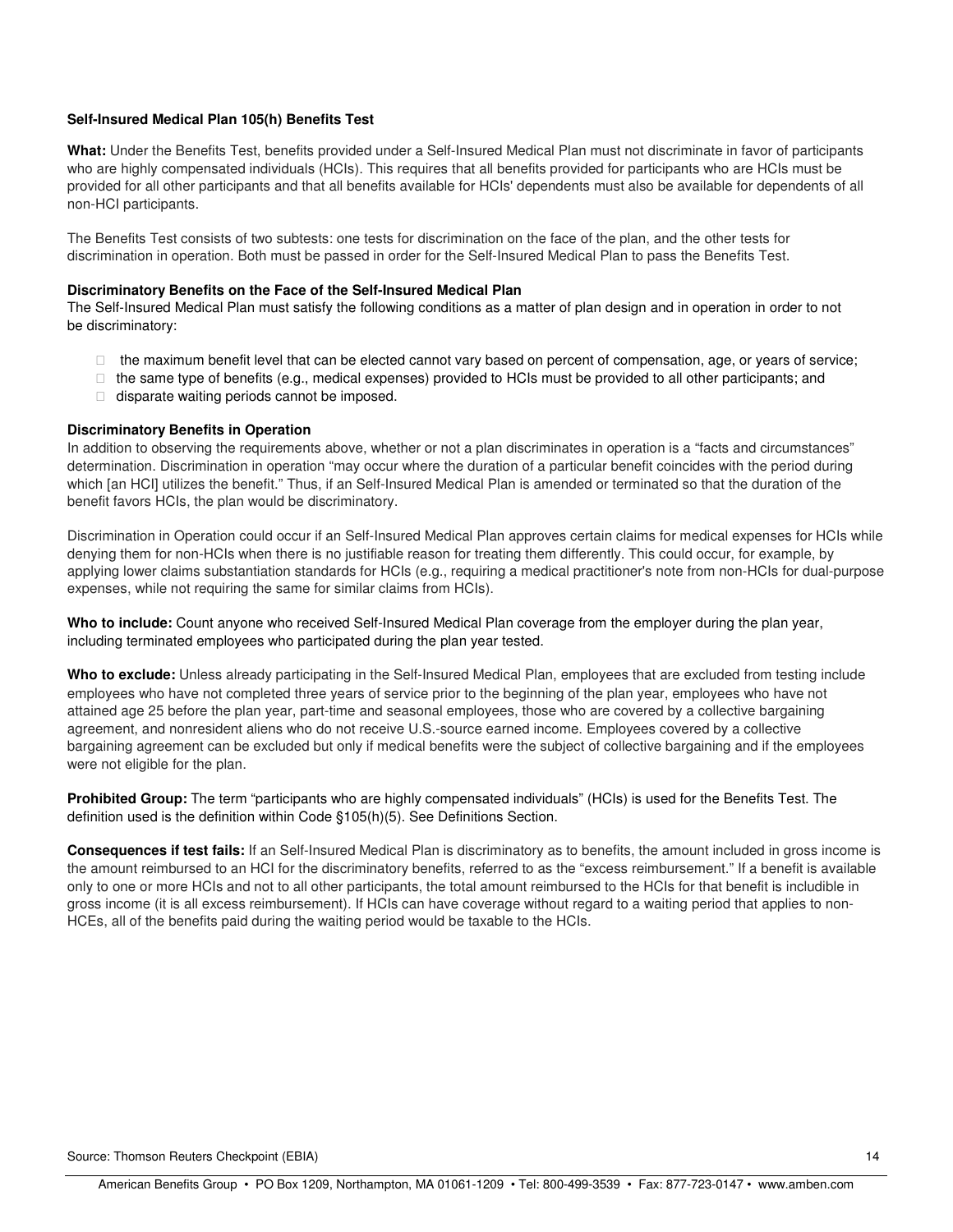### Self-Insured Medical Plan 105(h) Benefits Test

**What:** Under the Benefits Test, benefits provided under a Self-Insured Medical Plan must not discriminate in favor of participants who are highly compensated individuals (HCIs). This requires that all benefits provided for participants who are HCIs must be provided for all other participants and that all benefits available for HCIs' dependents must also be available for dependents of all non-HCI participants.

The Benefits Test consists of two subtests: one tests for discrimination on the face of the plan, and the other tests for discrimination in operation. Both must be passed in order for the Self-Insured Medical Plan to pass the Benefits Test.

**Discriminatory Benefits on the Face of the Self-Insured Medical Plan**

The Self-Insured Medical Plan must satisfy the following conditions as a matter of plan design and in operation in order to not be discriminatory:

- the maximum benefit level that can be elected cannot vary based on percent of compensation, age, or years of service;
- the same type of benefits (e.g., medical expenses) provided to HCIs must be provided to all other participants; and
- disparate waiting periods cannot be imposed.

**Discriminatory Benefits in Operation**

In addition to observing the requirements above, whether or not a plan discriminates in operation is a "facts and circumstances" determination. Discrimination in operation "may occur where the duration of a particular benefit coincides with the period during which [an HCI] utilizes the benefit." Thus, if an Self-Insured Medical Plan is amended or terminated so that the duration of the benefit favors HCIs, the plan would be discriminatory.

Discrimination in Operation could occur if an Self-Insured Medical Plan approves certain claims for medical expenses for HCIs while denying them for non-HCIs when there is no justifiable reason for treating them differently. This could occur, for example, by applying lower claims substantiation standards for HCIs (e.g., requiring a medical practitioner's note from non-HCIs for dual-purpose expenses, while not requiring the same for similar claims from HCIs).

**Who to include:** Count anyone who received Self-Insured Medical Plan coverage from the employer during the plan year, including terminated employees who participated during the plan year tested.

**Who to exclude:** Unless already participating in the Self-Insured Medical Plan, employees that are excluded from testing include employees who have not completed three years of service prior to the beginning of the plan year, employees who have not attained age 25 before the plan year, part-time and seasonal employees, those who are covered by a collective bargaining agreement, and nonresident aliens who do not receive U.S.-source earned income. Employees covered by a collective bargaining agreement can be excluded but only if medical benefits were the subject of collective bargaining and if the employees were not eligible for the plan.

**Prohibited Group:** The term "participants who are highly compensated individuals" (HCIs) is used for the Benefits Test. The definition used is the definition within Code §105(h)(5). See Definitions Section.

**Consequences if test fails:** If an Self-Insured Medical Plan is discriminatory as to benefits, the amount included in gross income is the amount reimbursed to an HCI for the discriminatory benefits, referred to as the "excess reimbursement." If a benefit is available only to one or more HCIs and not to all other participants, the total amount reimbursed to the HCIs for that benefit is includible in gross income (it is all excess reimbursement). If HCIs can have coverage without regard to a waiting period that applies to non-HCEs, all of the benefits paid during the waiting period would be taxable to the HCIs.

Source: Thomson Reuters Checkpoint (EBIA)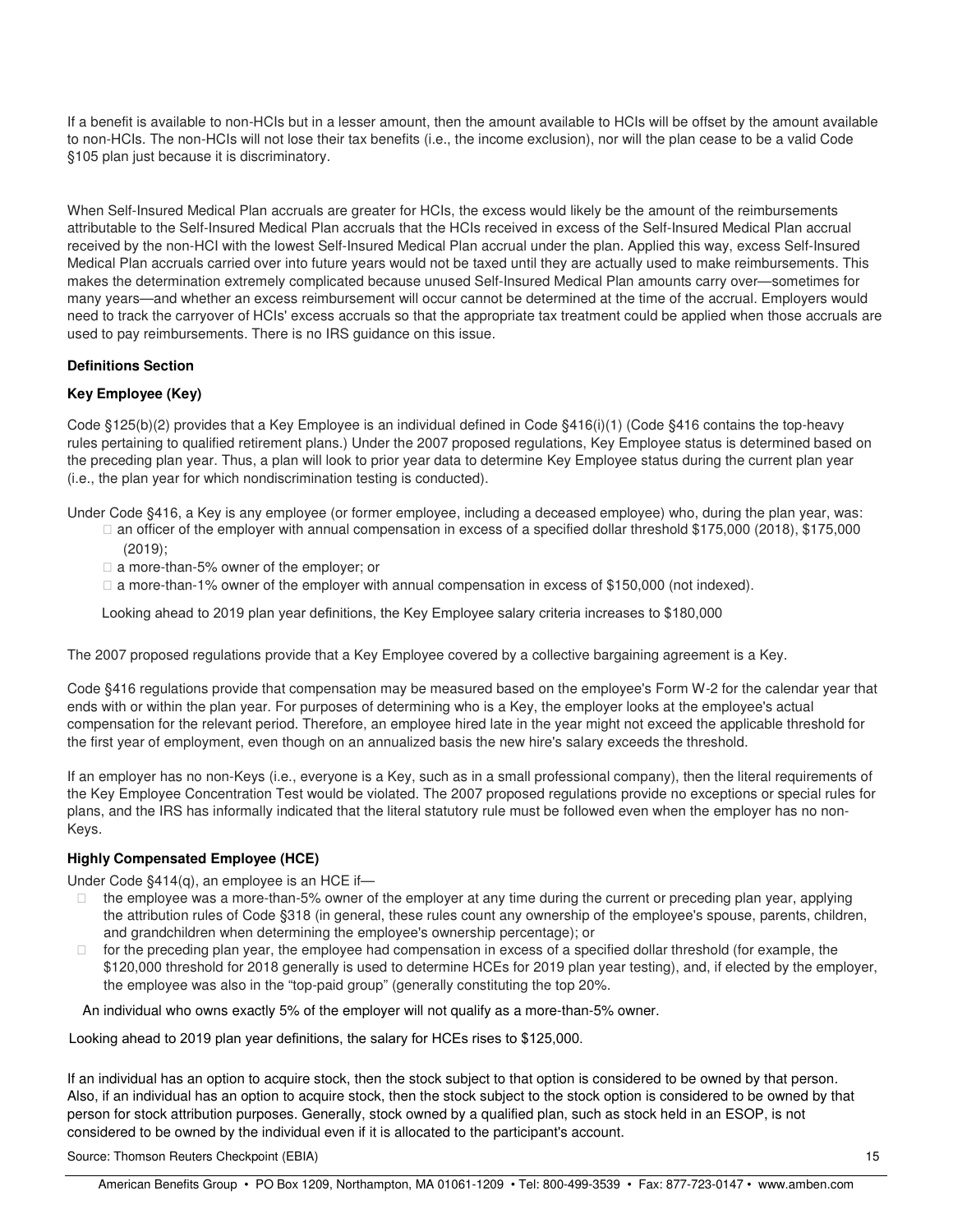If a benefit is available to non-HCIs but in a lesser amount, then the amount available to HCIs will be offset by the amount available to non-HCIs. The non-HCIs will not lose their tax benefits (i.e., the income exclusion), nor will the plan cease to be a valid Code §105 plan just because it is discriminatory.

When Self-Insured Medical Plan accruals are greater for HCIs, the excess would likely be the amount of the reimbursements attributable to the Self-Insured Medical Plan accruals that the HCIs received in excess of the Self-Insured Medical Plan accrual received by the non-HCI with the lowest Self-Insured Medical Plan accrual under the plan. Applied this way, excess Self-Insured Medical Plan accruals carried over into future years would not be taxed until they are actually used to make reimbursements. This makes the determination extremely complicated because unused Self-Insured Medical Plan amounts carry over—sometimes for many years—and whether an excess reimbursement will occur cannot be determined at the time of the accrual. Employers would need to track the carryover of HCIs' excess accruals so that the appropriate tax treatment could be applied when those accruals are used to pay reimbursements. There is no IRS guidance on this issue.

**Definitions Section**

**Key Employee (Key)**

Code §125(b)(2) provides that a Key Employee is an individual defined in Code §416(i)(1) (Code §416 contains the top-heavy rules pertaining to qualified retirement plans.) Under the 2007 proposed regulations, Key Employee status is determined based on the preceding plan year. Thus, a plan will look to prior year data to determine Key Employee status during the current plan year (i.e., the plan year for which nondiscrimination testing is conducted).

Under Code §416, a Key is any employee (or former employee, including a deceased employee) who, during the plan year, was:

- an officer of the employer with annual compensation in excess of a specified dollar threshold $175,000 (2018), $175,000 (2019);
- a more-than-5% owner of the employer; or
- a more-than-1% owner of the employer with annual compensation in excess of $150,000 (not indexed).

Looking ahead to 2019 plan year definitions, the Key Employee salary criteria increases to $180,000

The 2007 proposed regulations provide that a Key Employee covered by a collective bargaining agreement is a Key.

Code §416 regulations provide that compensation may be measured based on the employee's Form W-2 for the calendar year that ends with or within the plan year. For purposes of determining who is a Key, the employer looks at the employee's actual compensation for the relevant period. Therefore, an employee hired late in the year might not exceed the applicable threshold for the first year of employment, even though on an annualized basis the new hire's salary exceeds the threshold.

If an employer has no non-Keys (i.e., everyone is a Key, such as in a small professional company), then the literal requirements of the Key Employee Concentration Test would be violated. The 2007 proposed regulations provide no exceptions or special rules for plans, and the IRS has informally indicated that the literal statutory rule must be followed even when the employer has no non-Keys.

**Highly Compensated Employee (HCE)**

Under Code §414(q), an employee is an HCE if—

- the employee was a more-than-5% owner of the employer at any time during the current or preceding plan year, applying the attribution rules of Code §318 (in general, these rules count any ownership of the employee's spouse, parents, children, and grandchildren when determining the employee's ownership percentage); or
- for the preceding plan year, the employee had compensation in excess of a specified dollar threshold (for example, the $120,000 threshold for 2018 generally is used to determine HCEs for 2019 plan year testing), and, if elected by the employer, the employee was also in the "top-paid group" (generally constituting the top 20%.

An individual who owns exactly 5% of the employer will not qualify as a more-than-5% owner.

Looking ahead to 2019 plan year definitions, the salary for HCEs rises to $125,000.

If an individual has an option to acquire stock, then the stock subject to that option is considered to be owned by that person. Also, if an individual has an option to acquire stock, then the stock subject to the stock option is considered to be owned by that person for stock attribution purposes. Generally, stock owned by a qualified plan, such as stock held in an ESOP, is not considered to be owned by the individual even if it is allocated to the participant's account.

Source: Thomson Reuters Checkpoint (EBIA)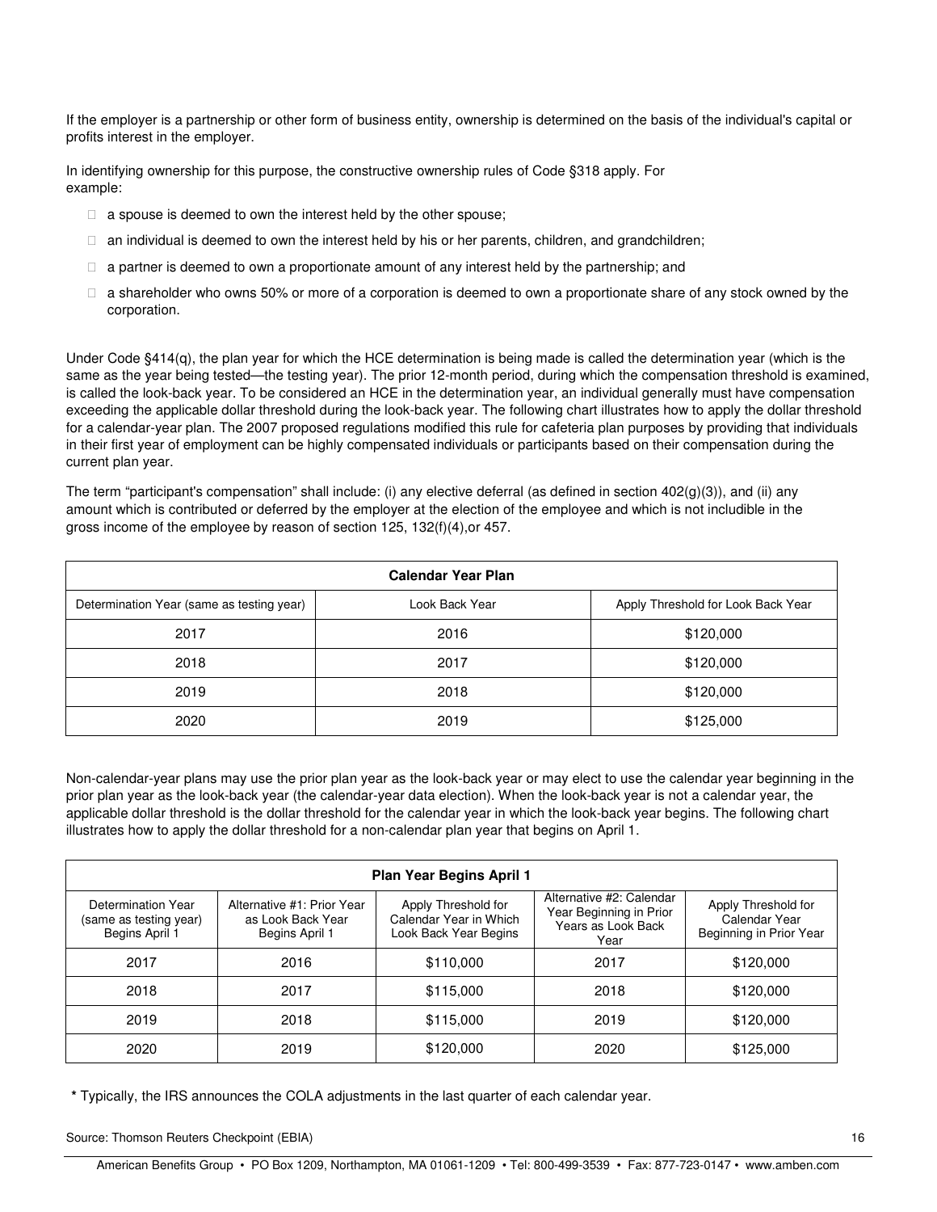If the employer is a partnership or other form of business entity, ownership is determined on the basis of the individual's capital or profits interest in the employer.

In identifying ownership for this purpose, the constructive ownership rules of Code §318 apply. For example:

- a spouse is deemed to own the interest held by the other spouse;
- an individual is deemed to own the interest held by his or her parents, children, and grandchildren;
- a partner is deemed to own a proportionate amount of any interest held by the partnership; and
- a shareholder who owns 50% or more of a corporation is deemed to own a proportionate share of any stock owned by the corporation.

Under Code §414(q), the plan year for which the HCE determination is being made is called the determination year (which is the same as the year being tested—the testing year). The prior 12-month period, during which the compensation threshold is examined, is called the look-back year. To be considered an HCE in the determination year, an individual generally must have compensation exceeding the applicable dollar threshold during the look-back year. The following chart illustrates how to apply the dollar threshold for a calendar-year plan. The 2007 proposed regulations modified this rule for cafeteria plan purposes by providing that individuals in their first year of employment can be highly compensated individuals or participants based on their compensation during the current plan year.

The term "participant's compensation" shall include: (i) any elective deferral (as defined in section 402(g)(3)), and (ii) any amount which is contributed or deferred by the employer at the election of the employee and which is not includible in the gross income of the employee by reason of section 125, 132(f)(4),or 457.

| Calendar Year Plan | | |
|---|---|---|
| Determination Year (same as testing year) | Look Back Year | Apply Threshold for Look Back Year |
| 2017 | 2016 | $120,000 |
| 2018 | 2017 | $120,000 |
| 2019 | 2018 | $120,000 |
| 2020 | 2019 | $125,000 |

Non-calendar-year plans may use the prior plan year as the look-back year or may elect to use the calendar year beginning in the prior plan year as the look-back year (the calendar-year data election). When the look-back year is not a calendar year, the applicable dollar threshold is the dollar threshold for the calendar year in which the look-back year begins. The following chart illustrates how to apply the dollar threshold for a non-calendar plan year that begins on April 1.

| Plan Year Begins April 1 | | | | |
|---|---|---|---|---|
| Determination Year (same as testing year) Begins April 1 | Alternative #1: Prior Year as Look Back Year Begins April 1 | Apply Threshold for Calendar Year in Which Look Back Year Begins | Alternative #2: Calendar Year Beginning in Prior Years as Look Back Year | Apply Threshold for Calendar Year Beginning in Prior Year |
| 2017 | 2016 | $110,000 | 2017 | $120,000 |
| 2018 | 2017 | $115,000 | 2018 | $120,000 |
| 2019 | 2018 | $115,000 | 2019 | $120,000 |
| 2020 | 2019 | $120,000 | 2020 | $125,000 |

**\*** Typically, the IRS announces the COLA adjustments in the last quarter of each calendar year.

Source: Thomson Reuters Checkpoint (EBIA)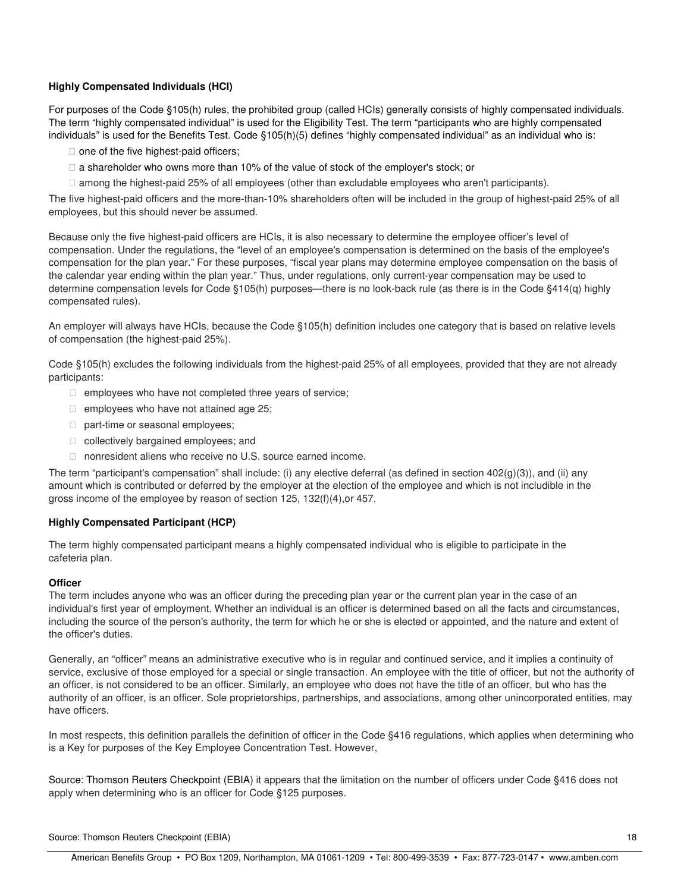**Highly Compensated Individuals (HCI)**

For purposes of the Code §105(h) rules, the prohibited group (called HCIs) generally consists of highly compensated individuals. The term "highly compensated individual" is used for the Eligibility Test. The term "participants who are highly compensated individuals" is used for the Benefits Test. Code §105(h)(5) defines "highly compensated individual" as an individual who is:

- one of the five highest-paid officers;
- a shareholder who owns more than 10% of the value of stock of the employer's stock; or
- among the highest-paid 25% of all employees (other than excludable employees who aren't participants).

The five highest-paid officers and the more-than-10% shareholders often will be included in the group of highest-paid 25% of all employees, but this should never be assumed.

Because only the five highest-paid officers are HCIs, it is also necessary to determine the employee officer's level of compensation. Under the regulations, the "level of an employee's compensation is determined on the basis of the employee's compensation for the plan year." For these purposes, "fiscal year plans may determine employee compensation on the basis of the calendar year ending within the plan year." Thus, under regulations, only current-year compensation may be used to determine compensation levels for Code §105(h) purposes—there is no look-back rule (as there is in the Code §414(q) highly compensated rules).

An employer will always have HCIs, because the Code §105(h) definition includes one category that is based on relative levels of compensation (the highest-paid 25%).

Code §105(h) excludes the following individuals from the highest-paid 25% of all employees, provided that they are not already participants:

- employees who have not completed three years of service;
- employees who have not attained age 25;
- part-time or seasonal employees;
- collectively bargained employees; and
- nonresident aliens who receive no U.S. source earned income.

The term "participant's compensation" shall include: (i) any elective deferral (as defined in section 402(g)(3)), and (ii) any amount which is contributed or deferred by the employer at the election of the employee and which is not includible in the gross income of the employee by reason of section 125, 132(f)(4),or 457.

**Highly Compensated Participant (HCP)**

The term highly compensated participant means a highly compensated individual who is eligible to participate in the cafeteria plan.

**Officer**

The term includes anyone who was an officer during the preceding plan year or the current plan year in the case of an individual's first year of employment. Whether an individual is an officer is determined based on all the facts and circumstances, including the source of the person's authority, the term for which he or she is elected or appointed, and the nature and extent of the officer's duties.

Generally, an "officer" means an administrative executive who is in regular and continued service, and it implies a continuity of service, exclusive of those employed for a special or single transaction. An employee with the title of officer, but not the authority of an officer, is not considered to be an officer. Similarly, an employee who does not have the title of an officer, but who has the authority of an officer, is an officer. Sole proprietorships, partnerships, and associations, among other unincorporated entities, may have officers.

In most respects, this definition parallels the definition of officer in the Code §416 regulations, which applies when determining who is a Key for purposes of the Key Employee Concentration Test. However,

Source: Thomson Reuters Checkpoint (EBIA) it appears that the limitation on the number of officers under Code §416 does not apply when determining who is an officer for Code §125 purposes.

Source: Thomson Reuters Checkpoint (EBIA)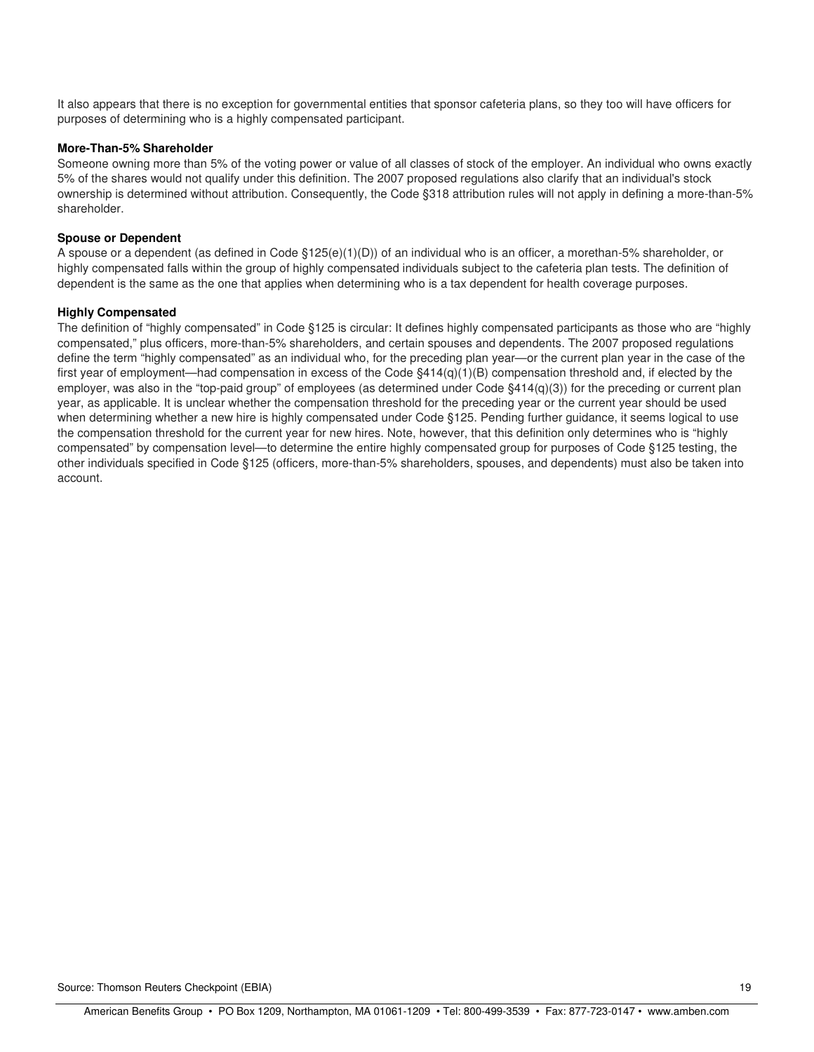It also appears that there is no exception for governmental entities that sponsor cafeteria plans, so they too will have officers for purposes of determining who is a highly compensated participant.

**More-Than-5% Shareholder**

Someone owning more than 5% of the voting power or value of all classes of stock of the employer. An individual who owns exactly 5% of the shares would not qualify under this definition. The 2007 proposed regulations also clarify that an individual's stock ownership is determined without attribution. Consequently, the Code §318 attribution rules will not apply in defining a more-than-5% shareholder.

**Spouse or Dependent**

A spouse or a dependent (as defined in Code §125(e)(1)(D)) of an individual who is an officer, a morethan-5% shareholder, or highly compensated falls within the group of highly compensated individuals subject to the cafeteria plan tests. The definition of dependent is the same as the one that applies when determining who is a tax dependent for health coverage purposes.

**Highly Compensated**

The definition of "highly compensated" in Code §125 is circular: It defines highly compensated participants as those who are "highly compensated," plus officers, more-than-5% shareholders, and certain spouses and dependents. The 2007 proposed regulations define the term "highly compensated" as an individual who, for the preceding plan year—or the current plan year in the case of the first year of employment—had compensation in excess of the Code §414(q)(1)(B) compensation threshold and, if elected by the employer, was also in the "top-paid group" of employees (as determined under Code §414(q)(3)) for the preceding or current plan year, as applicable. It is unclear whether the compensation threshold for the preceding year or the current year should be used when determining whether a new hire is highly compensated under Code §125. Pending further guidance, it seems logical to use the compensation threshold for the current year for new hires. Note, however, that this definition only determines who is "highly compensated" by compensation level—to determine the entire highly compensated group for purposes of Code §125 testing, the other individuals specified in Code §125 (officers, more-than-5% shareholders, spouses, and dependents) must also be taken into account.

Source: Thomson Reuters Checkpoint (EBIA)